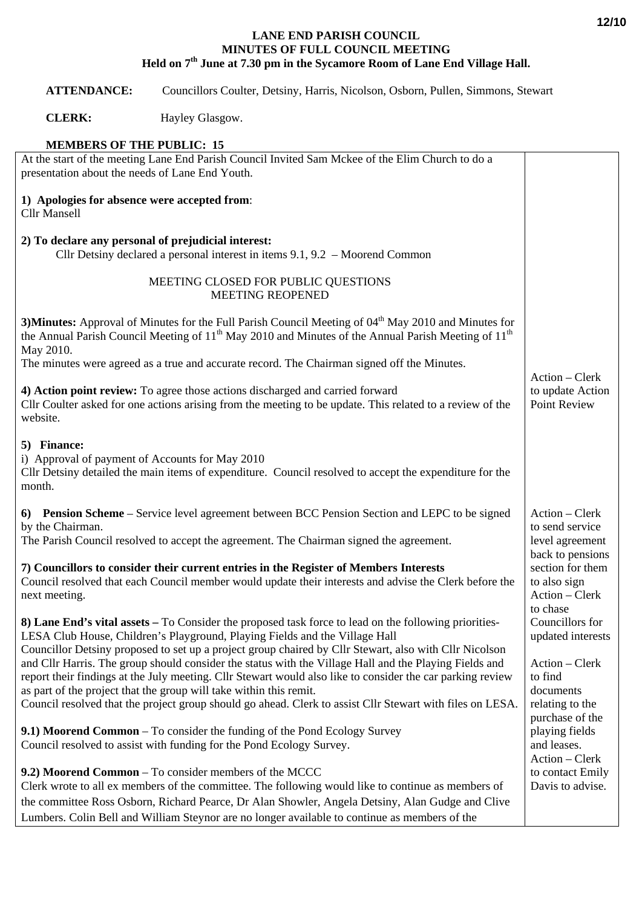# LANE END PARISH COUNCIL
## MINUTES OF FULL COUNCIL MEETING
### Held on 7th June at 7.30 pm in the Sycamore Room of Lane End Village Hall.

**ATTENDANCE:** Councillors Coulter, Detsiny, Harris, Nicolson, Osborn, Pullen, Simmons, Stewart

**CLERK:** Hayley Glasgow.

**MEMBERS OF THE PUBLIC: 15**

At the start of the meeting Lane End Parish Council Invited Sam Mckee of the Elim Church to do a presentation about the needs of Lane End Youth.

**1) Apologies for absence were accepted from**:
Cllr Mansell

**2) To declare any personal of prejudicial interest:**
Cllr Detsiny declared a personal interest in items 9.1, 9.2 – Moorend Common

MEETING CLOSED FOR PUBLIC QUESTIONS
MEETING REOPENED

**3)Minutes:** Approval of Minutes for the Full Parish Council Meeting of 04th May 2010 and Minutes for the Annual Parish Council Meeting of 11th May 2010 and Minutes of the Annual Parish Meeting of 11th May 2010.
The minutes were agreed as a true and accurate record. The Chairman signed off the Minutes.

**4) Action point review:** To agree those actions discharged and carried forward
Cllr Coulter asked for one actions arising from the meeting to be update. This related to a review of the website.

*Action – Clerk to update Action Point Review*

**5) Finance:**
i) Approval of payment of Accounts for May 2010
Cllr Detsiny detailed the main items of expenditure. Council resolved to accept the expenditure for the month.

**6) Pension Scheme** – Service level agreement between BCC Pension Section and LEPC to be signed by the Chairman.
The Parish Council resolved to accept the agreement. The Chairman signed the agreement.

*Action – Clerk to send service level agreement back to pensions section for them to also sign*

**7) Councillors to consider their current entries in the Register of Members Interests**
Council resolved that each Council member would update their interests and advise the Clerk before the next meeting.

*Action – Clerk to chase Councillors for updated interests*

**8) Lane End's vital assets –** To Consider the proposed task force to lead on the following priorities- LESA Club House, Children's Playground, Playing Fields and the Village Hall
Councillor Detsiny proposed to set up a project group chaired by Cllr Stewart, also with Cllr Nicolson and Cllr Harris. The group should consider the status with the Village Hall and the Playing Fields and report their findings at the July meeting. Cllr Stewart would also like to consider the car parking review as part of the project that the group will take within this remit.
Council resolved that the project group should go ahead. Clerk to assist Cllr Stewart with files on LESA.

*Action – Clerk to find documents relating to the purchase of the playing fields and leases.*

**9.1) Moorend Common** – To consider the funding of the Pond Ecology Survey
Council resolved to assist with funding for the Pond Ecology Survey.

*Action – Clerk to contact Emily Davis to advise.*

**9.2) Moorend Common** – To consider members of the MCCC
Clerk wrote to all ex members of the committee. The following would like to continue as members of the committee Ross Osborn, Richard Pearce, Dr Alan Showler, Angela Detsiny, Alan Gudge and Clive Lumbers. Colin Bell and William Steynor are no longer available to continue as members of the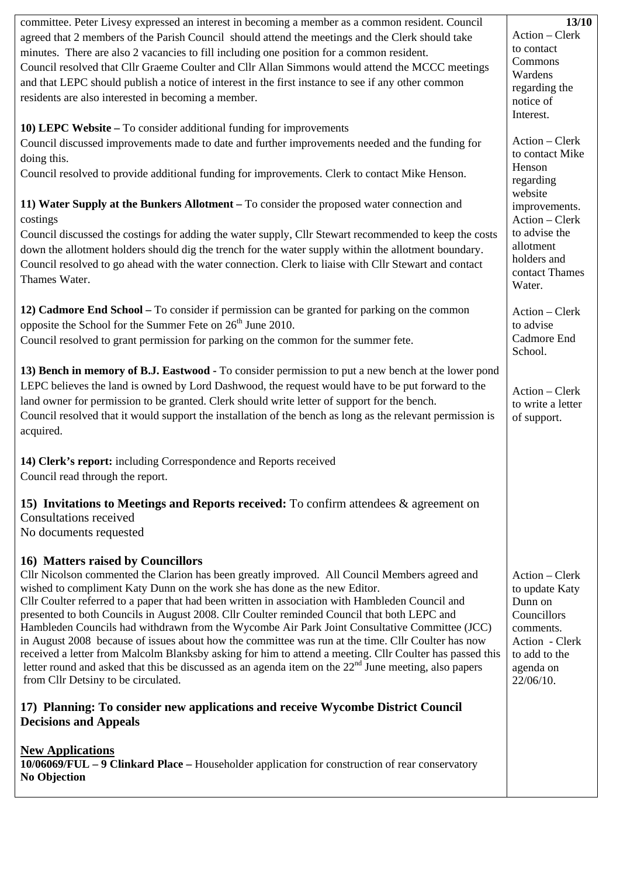committee. Peter Livesy expressed an interest in becoming a member as a common resident. Council agreed that 2 members of the Parish Council should attend the meetings and the Clerk should take minutes. There are also 2 vacancies to fill including one position for a common resident.
Council resolved that Cllr Graeme Coulter and Cllr Allan Simmons would attend the MCCC meetings and that LEPC should publish a notice of interest in the first instance to see if any other common residents are also interested in becoming a member.

*Action – Clerk to contact Commons Wardens regarding the notice of Interest.*

**10) LEPC Website –** To consider additional funding for improvements
Council discussed improvements made to date and further improvements needed and the funding for doing this.
Council resolved to provide additional funding for improvements. Clerk to contact Mike Henson.

*Action – Clerk to contact Mike Henson regarding website improvements.*

**11) Water Supply at the Bunkers Allotment –** To consider the proposed water connection and costings
Council discussed the costings for adding the water supply, Cllr Stewart recommended to keep the costs down the allotment holders should dig the trench for the water supply within the allotment boundary.
Council resolved to go ahead with the water connection. Clerk to liaise with Cllr Stewart and contact Thames Water.

*Action – Clerk to advise the allotment holders and contact Thames Water.*

**12) Cadmore End School –** To consider if permission can be granted for parking on the common opposite the School for the Summer Fete on 26th June 2010.
Council resolved to grant permission for parking on the common for the summer fete.

*Action – Clerk to advise Cadmore End School.*

**13) Bench in memory of B.J. Eastwood -** To consider permission to put a new bench at the lower pond
LEPC believes the land is owned by Lord Dashwood, the request would have to be put forward to the land owner for permission to be granted. Clerk should write letter of support for the bench.
Council resolved that it would support the installation of the bench as long as the relevant permission is acquired.

*Action – Clerk to write a letter of support.*

**14) Clerk's report:** including Correspondence and Reports received
Council read through the report.

## 15) Invitations to Meetings and Reports received: 
To confirm attendees & agreement on Consultations received
No documents requested

## 16) Matters raised by Councillors

Cllr Nicolson commented the Clarion has been greatly improved. All Council Members agreed and wished to compliment Katy Dunn on the work she has done as the new Editor.
Cllr Coulter referred to a paper that had been written in association with Hambleden Council and presented to both Councils in August 2008. Cllr Coulter reminded Council that both LEPC and Hambleden Councils had withdrawn from the Wycombe Air Park Joint Consultative Committee (JCC) in August 2008 because of issues about how the committee was run at the time. Cllr Coulter has now received a letter from Malcolm Blanksby asking for him to attend a meeting. Cllr Coulter has passed this letter round and asked that this be discussed as an agenda item on the 22nd June meeting, also papers from Cllr Detsiny to be circulated.

*Action – Clerk to update Katy Dunn on Councillors comments.*
*Action - Clerk to add to the agenda on 22/06/10.*

## 17) Planning: To consider new applications and receive Wycombe District Council Decisions and Appeals

**New Applications**

**10/06069/FUL – 9 Clinkard Place –** Householder application for construction of rear conservatory
**No Objection**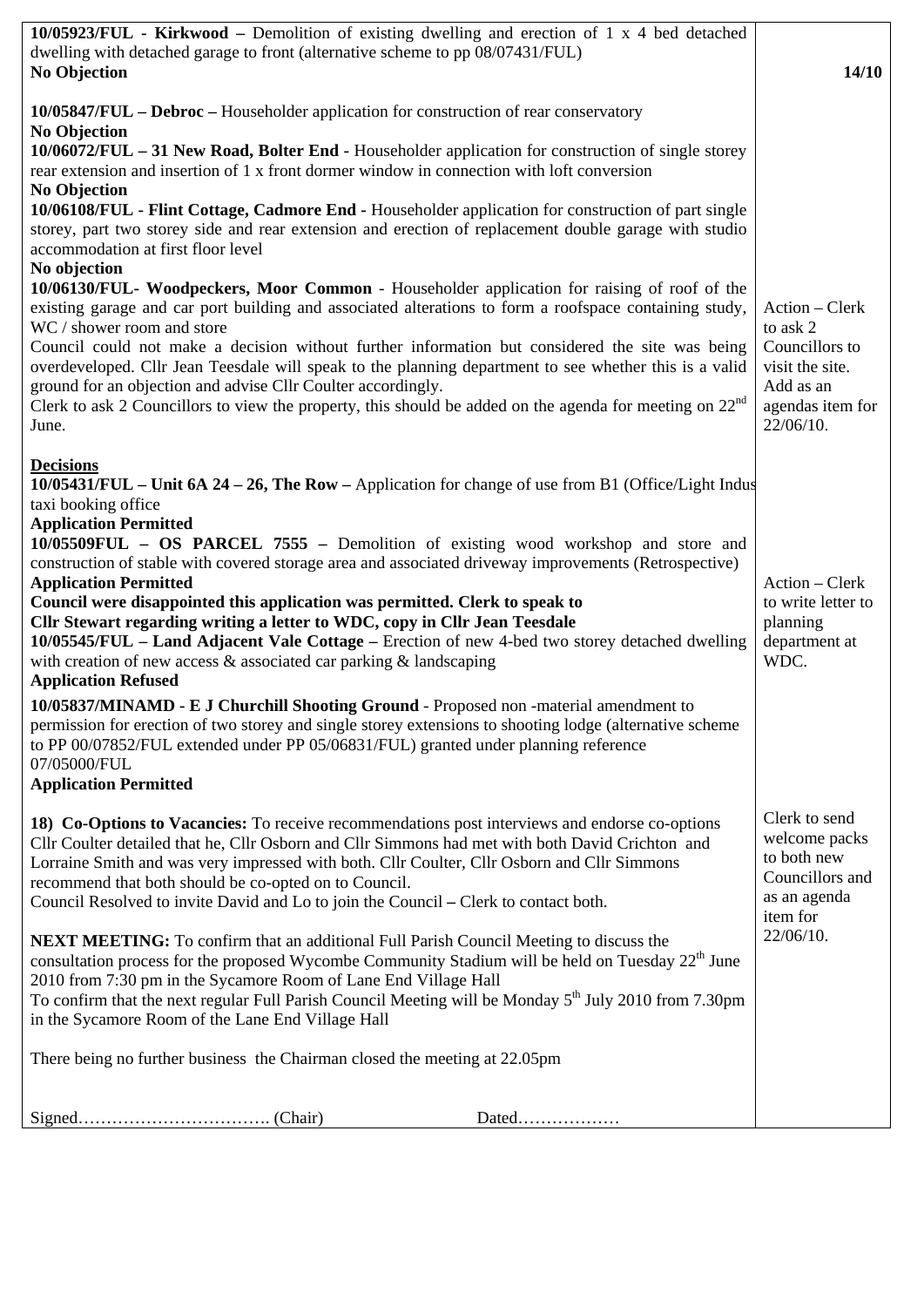**10/05923/FUL - Kirkwood –** Demolition of existing dwelling and erection of 1 x 4 bed detached dwelling with detached garage to front (alternative scheme to pp 08/07431/FUL)
**No Objection**

**14/10**

**10/05847/FUL – Debroc –** Householder application for construction of rear conservatory
**No Objection**
**10/06072/FUL – 31 New Road, Bolter End -** Householder application for construction of single storey rear extension and insertion of 1 x front dormer window in connection with loft conversion
**No Objection**
**10/06108/FUL - Flint Cottage, Cadmore End -** Householder application for construction of part single storey, part two storey side and rear extension and erection of replacement double garage with studio accommodation at first floor level
**No objection**
**10/06130/FUL- Woodpeckers, Moor Common** - Householder application for raising of roof of the existing garage and car port building and associated alterations to form a roofspace containing study, WC / shower room and store
Council could not make a decision without further information but considered the site was being overdeveloped. Cllr Jean Teesdale will speak to the planning department to see whether this is a valid ground for an objection and advise Cllr Coulter accordingly.
Clerk to ask 2 Councillors to view the property, this should be added on the agenda for meeting on 22nd June.

Action – Clerk to ask 2 Councillors to visit the site. Add as an agendas item for 22/06/10.

**Decisions**
**10/05431/FUL – Unit 6A 24 – 26, The Row –** Application for change of use from B1 (Office/Light Indus taxi booking office
**Application Permitted**
**10/05509FUL – OS PARCEL 7555 –** Demolition of existing wood workshop and store and construction of stable with covered storage area and associated driveway improvements (Retrospective)
**Application Permitted**
**Council were disappointed this application was permitted. Clerk to speak to Cllr Stewart regarding writing a letter to WDC, copy in Cllr Jean Teesdale**
**10/05545/FUL – Land Adjacent Vale Cottage –** Erection of new 4-bed two storey detached dwelling with creation of new access & associated car parking & landscaping
**Application Refused**

Action – Clerk to write letter to planning department at WDC.

**10/05837/MINAMD - E J Churchill Shooting Ground** - Proposed non -material amendment to permission for erection of two storey and single storey extensions to shooting lodge (alternative scheme to PP 00/07852/FUL extended under PP 05/06831/FUL) granted under planning reference 07/05000/FUL
**Application Permitted**

**18) Co-Options to Vacancies:** To receive recommendations post interviews and endorse co-options
Cllr Coulter detailed that he, Cllr Osborn and Cllr Simmons had met with both David Crichton and Lorraine Smith and was very impressed with both. Cllr Coulter, Cllr Osborn and Cllr Simmons recommend that both should be co-opted on to Council.
Council Resolved to invite David and Lo to join the Council **–** Clerk to contact both.

Clerk to send welcome packs to both new Councillors and as an agenda item for 22/06/10.

**NEXT MEETING:** To confirm that an additional Full Parish Council Meeting to discuss the consultation process for the proposed Wycombe Community Stadium will be held on Tuesday 22th June 2010 from 7:30 pm in the Sycamore Room of Lane End Village Hall
To confirm that the next regular Full Parish Council Meeting will be Monday 5th July 2010 from 7.30pm in the Sycamore Room of the Lane End Village Hall

There being no further business the Chairman closed the meeting at 22.05pm

Signed……………………………. (Chair) Dated………………